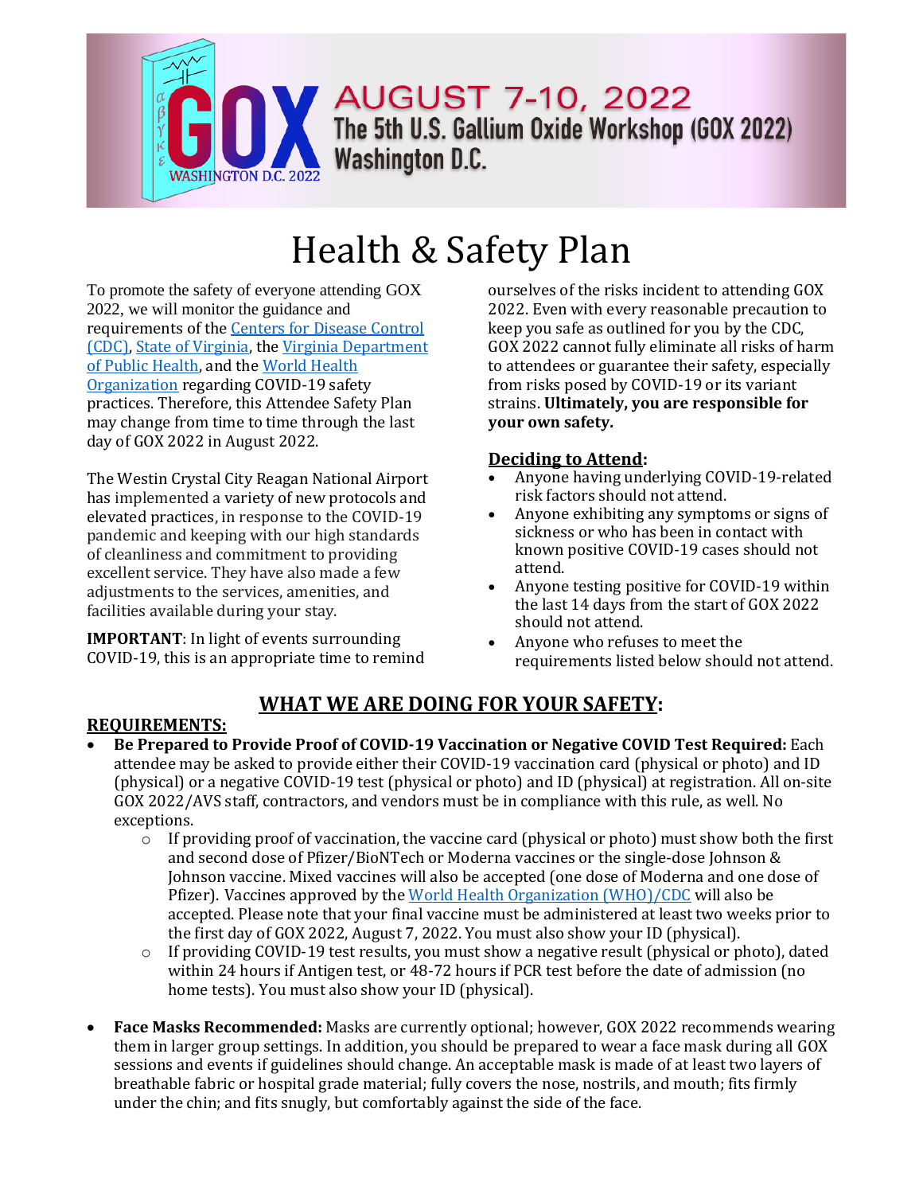# AUGUST 7-10, 2022

**The 5th U.S. Gallium Oxide Workshop (GOX 2022)**
**Washington D.C.**

# Health & Safety Plan

To promote the safety of everyone attending GOX 2022, we will monitor the guidance and requirements of the Centers for Disease Control (CDC), State of Virginia, the Virginia Department of Public Health, and the World Health Organization regarding COVID-19 safety practices. Therefore, this Attendee Safety Plan may change from time to time through the last day of GOX 2022 in August 2022.

The Westin Crystal City Reagan National Airport has implemented a variety of new protocols and elevated practices, in response to the COVID-19 pandemic and keeping with our high standards of cleanliness and commitment to providing excellent service. They have also made a few adjustments to the services, amenities, and facilities available during your stay.

**IMPORTANT**: In light of events surrounding COVID-19, this is an appropriate time to remind ourselves of the risks incident to attending GOX 2022. Even with every reasonable precaution to keep you safe as outlined for you by the CDC, GOX 2022 cannot fully eliminate all risks of harm to attendees or guarantee their safety, especially from risks posed by COVID-19 or its variant strains. **Ultimately, you are responsible for your own safety.**

**Deciding to Attend:**

- Anyone having underlying COVID-19-related risk factors should not attend.
- Anyone exhibiting any symptoms or signs of sickness or who has been in contact with known positive COVID-19 cases should not attend.
- Anyone testing positive for COVID-19 within the last 14 days from the start of GOX 2022 should not attend.
- Anyone who refuses to meet the requirements listed below should not attend.

## WHAT WE ARE DOING FOR YOUR SAFETY:

**REQUIREMENTS:**

- **Be Prepared to Provide Proof of COVID-19 Vaccination or Negative COVID Test Required:** Each attendee may be asked to provide either their COVID-19 vaccination card (physical or photo) and ID (physical) or a negative COVID-19 test (physical or photo) and ID (physical) at registration. All on-site GOX 2022/AVS staff, contractors, and vendors must be in compliance with this rule, as well. No exceptions.
  - If providing proof of vaccination, the vaccine card (physical or photo) must show both the first and second dose of Pfizer/BioNTech or Moderna vaccines or the single-dose Johnson & Johnson vaccine. Mixed vaccines will also be accepted (one dose of Moderna and one dose of Pfizer). Vaccines approved by the World Health Organization (WHO)/CDC will also be accepted. Please note that your final vaccine must be administered at least two weeks prior to the first day of GOX 2022, August 7, 2022. You must also show your ID (physical).
  - If providing COVID-19 test results, you must show a negative result (physical or photo), dated within 24 hours if Antigen test, or 48-72 hours if PCR test before the date of admission (no home tests). You must also show your ID (physical).

- **Face Masks Recommended:** Masks are currently optional; however, GOX 2022 recommends wearing them in larger group settings. In addition, you should be prepared to wear a face mask during all GOX sessions and events if guidelines should change. An acceptable mask is made of at least two layers of breathable fabric or hospital grade material; fully covers the nose, nostrils, and mouth; fits firmly under the chin; and fits snugly, but comfortably against the side of the face.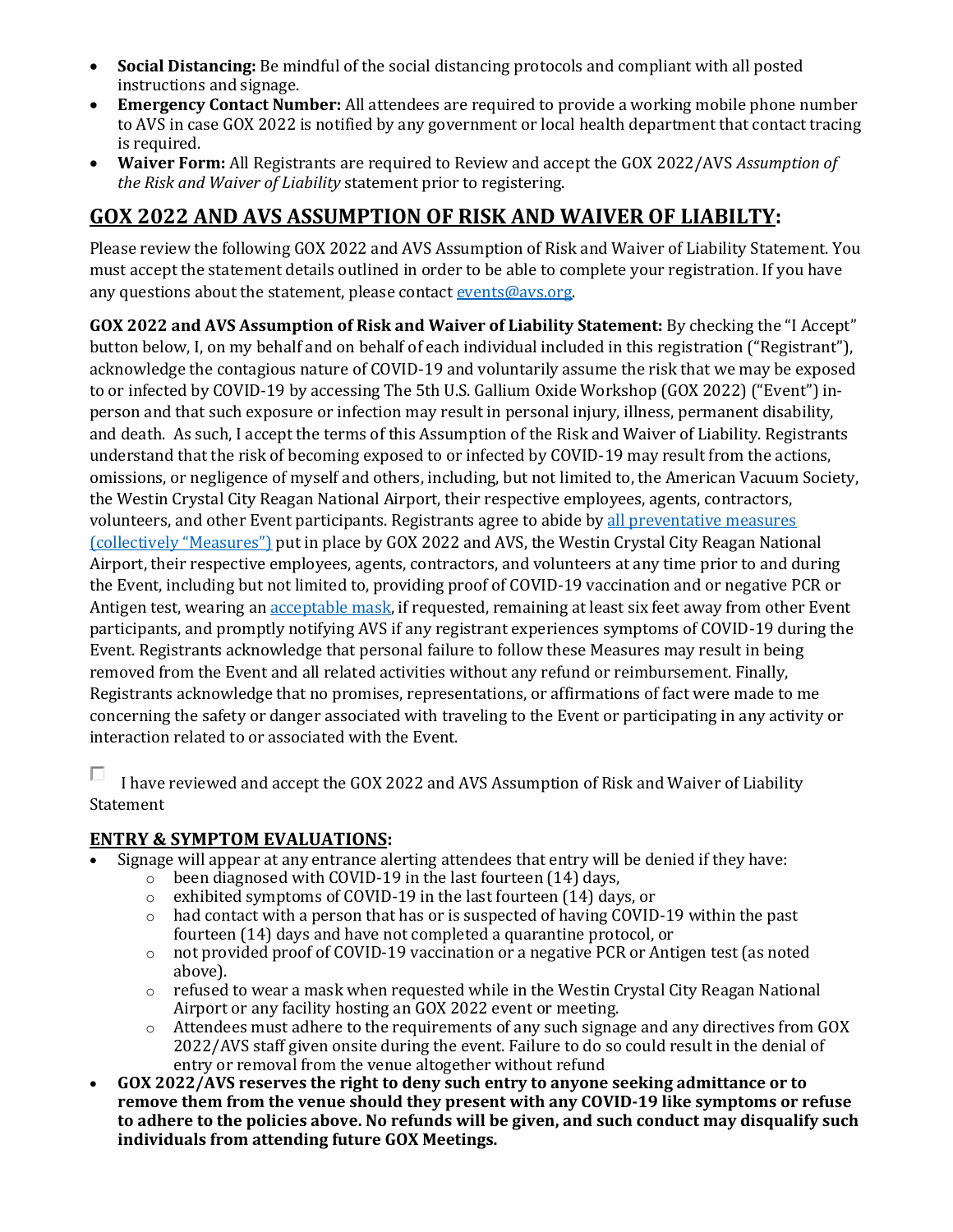- **Social Distancing:** Be mindful of the social distancing protocols and compliant with all posted instructions and signage.
- **Emergency Contact Number:** All attendees are required to provide a working mobile phone number to AVS in case GOX 2022 is notified by any government or local health department that contact tracing is required.
- **Waiver Form:** All Registrants are required to Review and accept the GOX 2022/AVS *Assumption of the Risk and Waiver of Liability* statement prior to registering.

## GOX 2022 AND AVS ASSUMPTION OF RISK AND WAIVER OF LIABILTY:

Please review the following GOX 2022 and AVS Assumption of Risk and Waiver of Liability Statement. You must accept the statement details outlined in order to be able to complete your registration. If you have any questions about the statement, please contact [events@avs.org](mailto:events@avs.org).

**GOX 2022 and AVS Assumption of Risk and Waiver of Liability Statement:** By checking the "I Accept" button below, I, on my behalf and on behalf of each individual included in this registration ("Registrant"), acknowledge the contagious nature of COVID-19 and voluntarily assume the risk that we may be exposed to or infected by COVID-19 by accessing The 5th U.S. Gallium Oxide Workshop (GOX 2022) ("Event") in-person and that such exposure or infection may result in personal injury, illness, permanent disability, and death. As such, I accept the terms of this Assumption of the Risk and Waiver of Liability. Registrants understand that the risk of becoming exposed to or infected by COVID-19 may result from the actions, omissions, or negligence of myself and others, including, but not limited to, the American Vacuum Society, the Westin Crystal City Reagan National Airport, their respective employees, agents, contractors, volunteers, and other Event participants. Registrants agree to abide by all preventative measures (collectively "Measures") put in place by GOX 2022 and AVS, the Westin Crystal City Reagan National Airport, their respective employees, agents, contractors, and volunteers at any time prior to and during the Event, including but not limited to, providing proof of COVID-19 vaccination and or negative PCR or Antigen test, wearing an acceptable mask, if requested, remaining at least six feet away from other Event participants, and promptly notifying AVS if any registrant experiences symptoms of COVID-19 during the Event. Registrants acknowledge that personal failure to follow these Measures may result in being removed from the Event and all related activities without any refund or reimbursement. Finally, Registrants acknowledge that no promises, representations, or affirmations of fact were made to me concerning the safety or danger associated with traveling to the Event or participating in any activity or interaction related to or associated with the Event.

☐ I have reviewed and accept the GOX 2022 and AVS Assumption of Risk and Waiver of Liability Statement

## ENTRY & SYMPTOM EVALUATIONS:

- Signage will appear at any entrance alerting attendees that entry will be denied if they have:
  - been diagnosed with COVID-19 in the last fourteen (14) days,
  - exhibited symptoms of COVID-19 in the last fourteen (14) days, or
  - had contact with a person that has or is suspected of having COVID-19 within the past fourteen (14) days and have not completed a quarantine protocol, or
  - not provided proof of COVID-19 vaccination or a negative PCR or Antigen test (as noted above).
  - refused to wear a mask when requested while in the Westin Crystal City Reagan National Airport or any facility hosting an GOX 2022 event or meeting.
  - Attendees must adhere to the requirements of any such signage and any directives from GOX 2022/AVS staff given onsite during the event. Failure to do so could result in the denial of entry or removal from the venue altogether without refund
- **GOX 2022/AVS reserves the right to deny such entry to anyone seeking admittance or to remove them from the venue should they present with any COVID-19 like symptoms or refuse to adhere to the policies above. No refunds will be given, and such conduct may disqualify such individuals from attending future GOX Meetings.**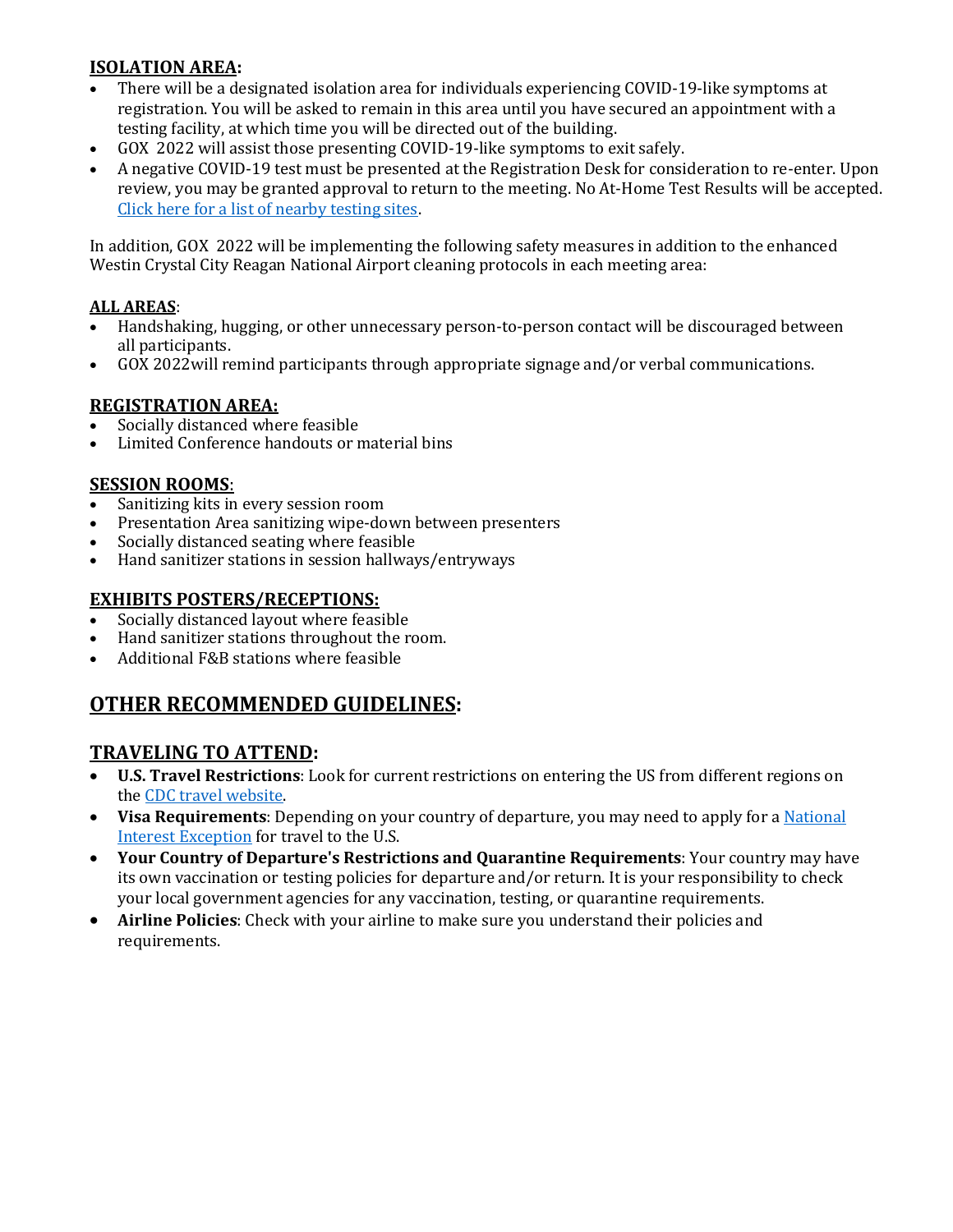**ISOLATION AREA:**

- There will be a designated isolation area for individuals experiencing COVID-19-like symptoms at registration. You will be asked to remain in this area until you have secured an appointment with a testing facility, at which time you will be directed out of the building.
- GOX 2022 will assist those presenting COVID-19-like symptoms to exit safely.
- A negative COVID-19 test must be presented at the Registration Desk for consideration to re-enter. Upon review, you may be granted approval to return to the meeting. No At-Home Test Results will be accepted. Click here for a list of nearby testing sites.

In addition, GOX 2022 will be implementing the following safety measures in addition to the enhanced Westin Crystal City Reagan National Airport cleaning protocols in each meeting area:

**ALL AREAS:**

- Handshaking, hugging, or other unnecessary person-to-person contact will be discouraged between all participants.
- GOX 2022will remind participants through appropriate signage and/or verbal communications.

**REGISTRATION AREA:**

- Socially distanced where feasible
- Limited Conference handouts or material bins

**SESSION ROOMS:**

- Sanitizing kits in every session room
- Presentation Area sanitizing wipe-down between presenters
- Socially distanced seating where feasible
- Hand sanitizer stations in session hallways/entryways

**EXHIBITS POSTERS/RECEPTIONS:**

- Socially distanced layout where feasible
- Hand sanitizer stations throughout the room.
- Additional F&B stations where feasible

## OTHER RECOMMENDED GUIDELINES:

## TRAVELING TO ATTEND:

- **U.S. Travel Restrictions**: Look for current restrictions on entering the US from different regions on the CDC travel website.
- **Visa Requirements**: Depending on your country of departure, you may need to apply for a National Interest Exception for travel to the U.S.
- **Your Country of Departure's Restrictions and Quarantine Requirements**: Your country may have its own vaccination or testing policies for departure and/or return. It is your responsibility to check your local government agencies for any vaccination, testing, or quarantine requirements.
- **Airline Policies**: Check with your airline to make sure you understand their policies and requirements.